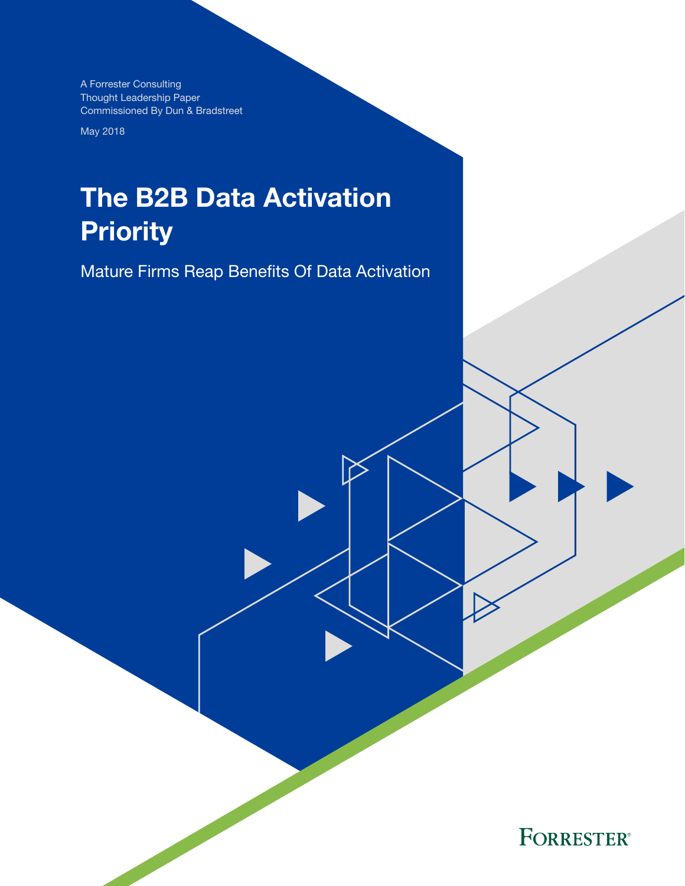A Forrester Consulting
Thought Leadership Paper
Commissioned By Dun & Bradstreet

May 2018

# The B2B Data Activation Priority

## Mature Firms Reap Benefits Of Data Activation

FORRESTER®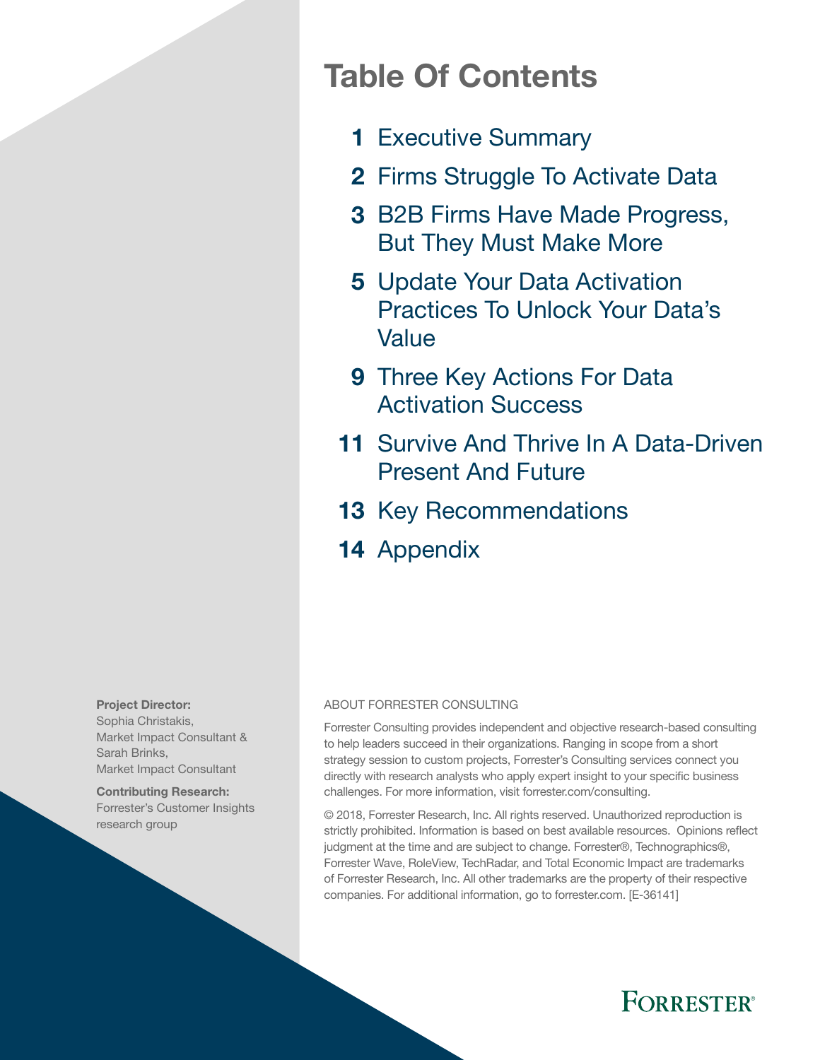# Table Of Contents

- **1** Executive Summary
- **2** Firms Struggle To Activate Data
- **3** B2B Firms Have Made Progress, But They Must Make More
- **5** Update Your Data Activation Practices To Unlock Your Data's Value
- **9** Three Key Actions For Data Activation Success
- **11** Survive And Thrive In A Data-Driven Present And Future
- **13** Key Recommendations
- **14** Appendix

**Project Director:**
Sophia Christakis,
Market Impact Consultant &
Sarah Brinks,
Market Impact Consultant

**Contributing Research:**
Forrester's Customer Insights research group

ABOUT FORRESTER CONSULTING

Forrester Consulting provides independent and objective research-based consulting to help leaders succeed in their organizations. Ranging in scope from a short strategy session to custom projects, Forrester's Consulting services connect you directly with research analysts who apply expert insight to your specific business challenges. For more information, visit forrester.com/consulting.

© 2018, Forrester Research, Inc. All rights reserved. Unauthorized reproduction is strictly prohibited. Information is based on best available resources. Opinions reflect judgment at the time and are subject to change. Forrester®, Technographics®, Forrester Wave, RoleView, TechRadar, and Total Economic Impact are trademarks of Forrester Research, Inc. All other trademarks are the property of their respective companies. For additional information, go to forrester.com. [E-36141]

FORRESTER®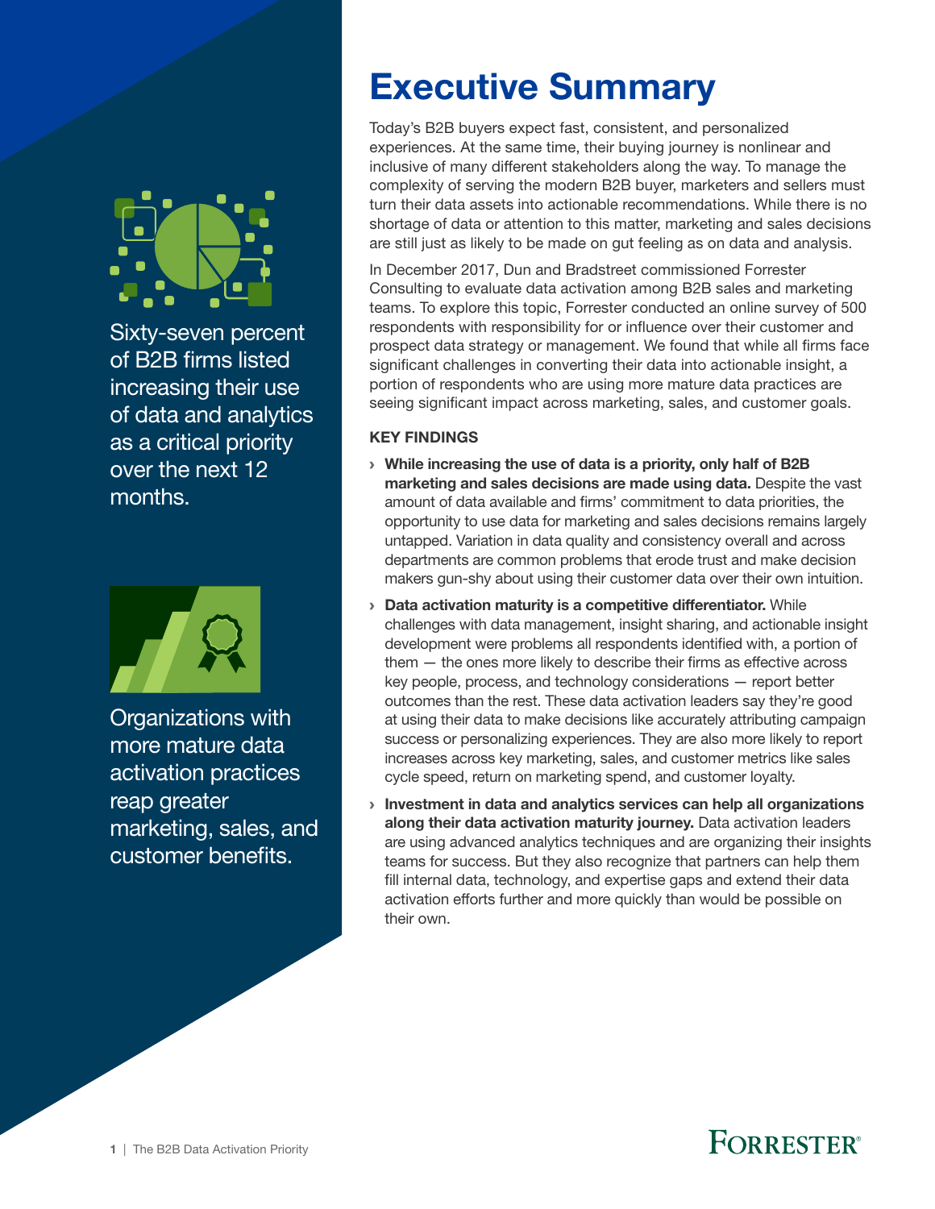Sixty-seven percent of B2B firms listed increasing their use of data and analytics as a critical priority over the next 12 months.

Organizations with more mature data activation practices reap greater marketing, sales, and customer benefits.

# Executive Summary

Today's B2B buyers expect fast, consistent, and personalized experiences. At the same time, their buying journey is nonlinear and inclusive of many different stakeholders along the way. To manage the complexity of serving the modern B2B buyer, marketers and sellers must turn their data assets into actionable recommendations. While there is no shortage of data or attention to this matter, marketing and sales decisions are still just as likely to be made on gut feeling as on data and analysis.

In December 2017, Dun and Bradstreet commissioned Forrester Consulting to evaluate data activation among B2B sales and marketing teams. To explore this topic, Forrester conducted an online survey of 500 respondents with responsibility for or influence over their customer and prospect data strategy or management. We found that while all firms face significant challenges in converting their data into actionable insight, a portion of respondents who are using more mature data practices are seeing significant impact across marketing, sales, and customer goals.

### KEY FINDINGS

- **While increasing the use of data is a priority, only half of B2B marketing and sales decisions are made using data.** Despite the vast amount of data available and firms' commitment to data priorities, the opportunity to use data for marketing and sales decisions remains largely untapped. Variation in data quality and consistency overall and across departments are common problems that erode trust and make decision makers gun-shy about using their customer data over their own intuition.
- **Data activation maturity is a competitive differentiator.** While challenges with data management, insight sharing, and actionable insight development were problems all respondents identified with, a portion of them — the ones more likely to describe their firms as effective across key people, process, and technology considerations — report better outcomes than the rest. These data activation leaders say they're good at using their data to make decisions like accurately attributing campaign success or personalizing experiences. They are also more likely to report increases across key marketing, sales, and customer metrics like sales cycle speed, return on marketing spend, and customer loyalty.
- **Investment in data and analytics services can help all organizations along their data activation maturity journey.** Data activation leaders are using advanced analytics techniques and are organizing their insights teams for success. But they also recognize that partners can help them fill internal data, technology, and expertise gaps and extend their data activation efforts further and more quickly than would be possible on their own.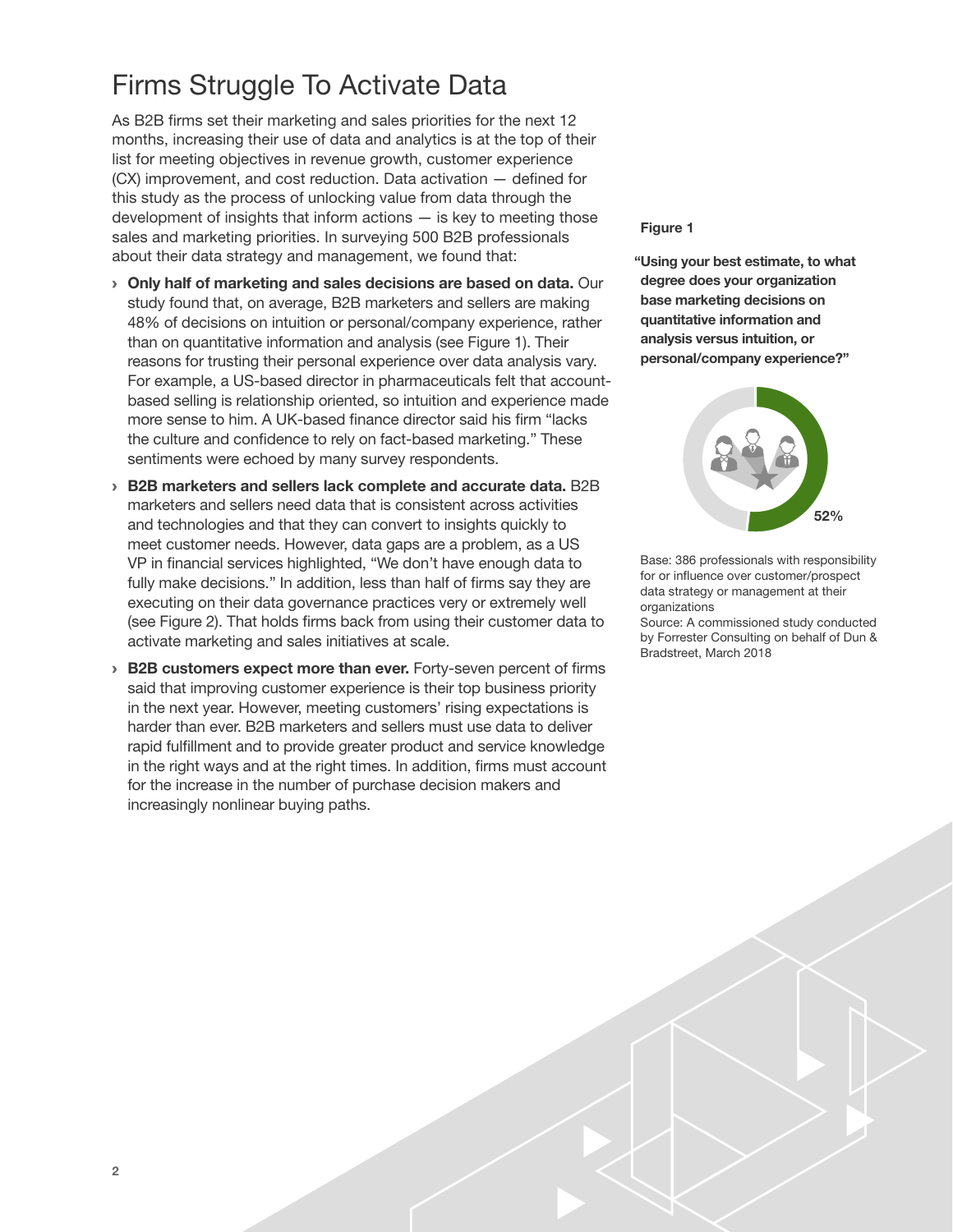# Firms Struggle To Activate Data

As B2B firms set their marketing and sales priorities for the next 12 months, increasing their use of data and analytics is at the top of their list for meeting objectives in revenue growth, customer experience (CX) improvement, and cost reduction. Data activation — defined for this study as the process of unlocking value from data through the development of insights that inform actions — is key to meeting those sales and marketing priorities. In surveying 500 B2B professionals about their data strategy and management, we found that:

- **Only half of marketing and sales decisions are based on data.** Our study found that, on average, B2B marketers and sellers are making 48% of decisions on intuition or personal/company experience, rather than on quantitative information and analysis (see Figure 1). Their reasons for trusting their personal experience over data analysis vary. For example, a US-based director in pharmaceuticals felt that account-based selling is relationship oriented, so intuition and experience made more sense to him. A UK-based finance director said his firm "lacks the culture and confidence to rely on fact-based marketing." These sentiments were echoed by many survey respondents.
- **B2B marketers and sellers lack complete and accurate data.** B2B marketers and sellers need data that is consistent across activities and technologies and that they can convert to insights quickly to meet customer needs. However, data gaps are a problem, as a US VP in financial services highlighted, "We don't have enough data to fully make decisions." In addition, less than half of firms say they are executing on their data governance practices very or extremely well (see Figure 2). That holds firms back from using their customer data to activate marketing and sales initiatives at scale.
- **B2B customers expect more than ever.** Forty-seven percent of firms said that improving customer experience is their top business priority in the next year. However, meeting customers' rising expectations is harder than ever. B2B marketers and sellers must use data to deliver rapid fulfillment and to provide greater product and service knowledge in the right ways and at the right times. In addition, firms must account for the increase in the number of purchase decision makers and increasingly nonlinear buying paths.

**Figure 1**

**"Using your best estimate, to what degree does your organization base marketing decisions on quantitative information and analysis versus intuition, or personal/company experience?"**

52%

Base: 386 professionals with responsibility for or influence over customer/prospect data strategy or management at their organizations

Source: A commissioned study conducted by Forrester Consulting on behalf of Dun & Bradstreet, March 2018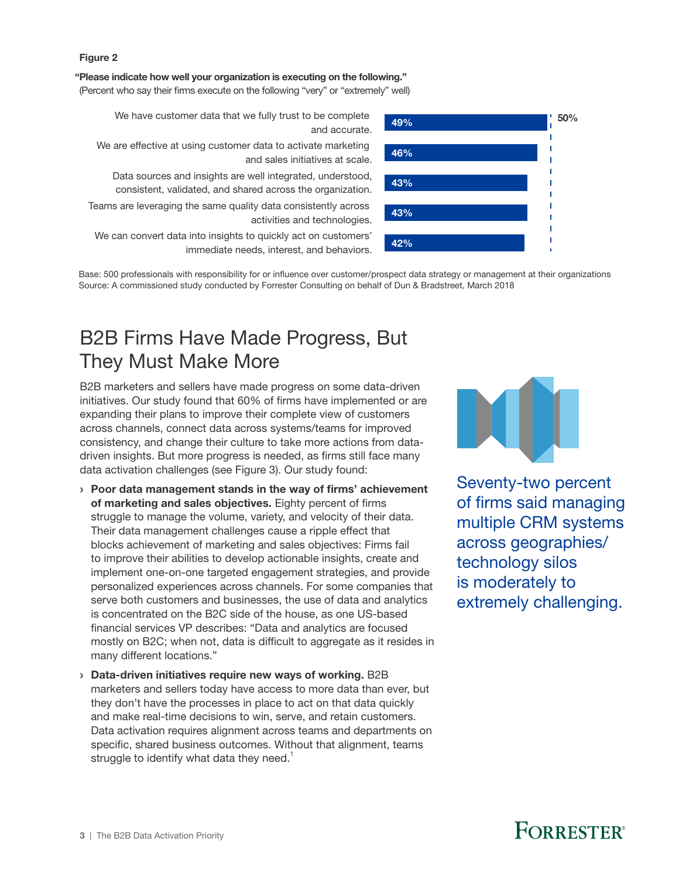**Figure 2**

**"Please indicate how well your organization is executing on the following."**
(Percent who say their firms execute on the following "very" or "extremely" well)

| Statement | Percent |
| --- | --- |
| We have customer data that we fully trust to be complete and accurate. | 49% |
| We are effective at using customer data to activate marketing and sales initiatives at scale. | 46% |
| Data sources and insights are well integrated, understood, consistent, validated, and shared across the organization. | 43% |
| Teams are leveraging the same quality data consistently across activities and technologies. | 43% |
| We can convert data into insights to quickly act on customers' immediate needs, interest, and behaviors. | 42% |

50%

Base: 500 professionals with responsibility for or influence over customer/prospect data strategy or management at their organizations
Source: A commissioned study conducted by Forrester Consulting on behalf of Dun & Bradstreet, March 2018

# B2B Firms Have Made Progress, But They Must Make More

B2B marketers and sellers have made progress on some data-driven initiatives. Our study found that 60% of firms have implemented or are expanding their plans to improve their complete view of customers across channels, connect data across systems/teams for improved consistency, and change their culture to take more actions from data-driven insights. But more progress is needed, as firms still face many data activation challenges (see Figure 3). Our study found:

- **Poor data management stands in the way of firms' achievement of marketing and sales objectives.** Eighty percent of firms struggle to manage the volume, variety, and velocity of their data. Their data management challenges cause a ripple effect that blocks achievement of marketing and sales objectives: Firms fail to improve their abilities to develop actionable insights, create and implement one-on-one targeted engagement strategies, and provide personalized experiences across channels. For some companies that serve both customers and businesses, the use of data and analytics is concentrated on the B2C side of the house, as one US-based financial services VP describes: "Data and analytics are focused mostly on B2C; when not, data is difficult to aggregate as it resides in many different locations."
- **Data-driven initiatives require new ways of working.** B2B marketers and sellers today have access to more data than ever, but they don't have the processes in place to act on that data quickly and make real-time decisions to win, serve, and retain customers. Data activation requires alignment across teams and departments on specific, shared business outcomes. Without that alignment, teams struggle to identify what data they need.[1]

Seventy-two percent of firms said managing multiple CRM systems across geographies/technology silos is moderately to extremely challenging.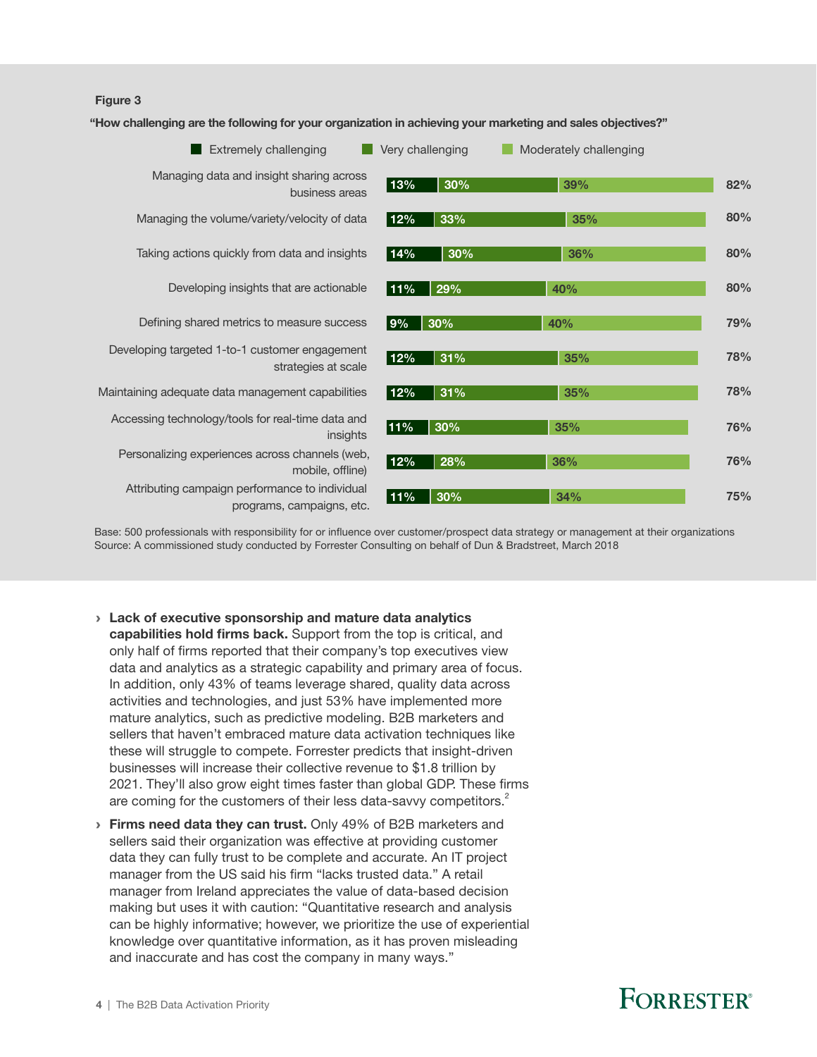**Figure 3**

**"How challenging are the following for your organization in achieving your marketing and sales objectives?"**

| | Extremely challenging | Very challenging | Moderately challenging | Total |
|---|---|---|---|---|
| Managing data and insight sharing across business areas | 13% | 30% | 39% | 82% |
| Managing the volume/variety/velocity of data | 12% | 33% | 35% | 80% |
| Taking actions quickly from data and insights | 14% | 30% | 36% | 80% |
| Developing insights that are actionable | 11% | 29% | 40% | 80% |
| Defining shared metrics to measure success | 9% | 30% | 40% | 79% |
| Developing targeted 1-to-1 customer engagement strategies at scale | 12% | 31% | 35% | 78% |
| Maintaining adequate data management capabilities | 12% | 31% | 35% | 78% |
| Accessing technology/tools for real-time data and insights | 11% | 30% | 35% | 76% |
| Personalizing experiences across channels (web, mobile, offline) | 12% | 28% | 36% | 76% |
| Attributing campaign performance to individual programs, campaigns, etc. | 11% | 30% | 34% | 75% |

Base: 500 professionals with responsibility for or influence over customer/prospect data strategy or management at their organizations
Source: A commissioned study conducted by Forrester Consulting on behalf of Dun & Bradstreet, March 2018

- **Lack of executive sponsorship and mature data analytics capabilities hold firms back.** Support from the top is critical, and only half of firms reported that their company's top executives view data and analytics as a strategic capability and primary area of focus. In addition, only 43% of teams leverage shared, quality data across activities and technologies, and just 53% have implemented more mature analytics, such as predictive modeling. B2B marketers and sellers that haven't embraced mature data activation techniques like these will struggle to compete. Forrester predicts that insight-driven businesses will increase their collective revenue to $1.8 trillion by 2021. They'll also grow eight times faster than global GDP. These firms are coming for the customers of their less data-savvy competitors.[2]

- **Firms need data they can trust.** Only 49% of B2B marketers and sellers said their organization was effective at providing customer data they can fully trust to be complete and accurate. An IT project manager from the US said his firm "lacks trusted data." A retail manager from Ireland appreciates the value of data-based decision making but uses it with caution: "Quantitative research and analysis can be highly informative; however, we prioritize the use of experiential knowledge over quantitative information, as it has proven misleading and inaccurate and has cost the company in many ways."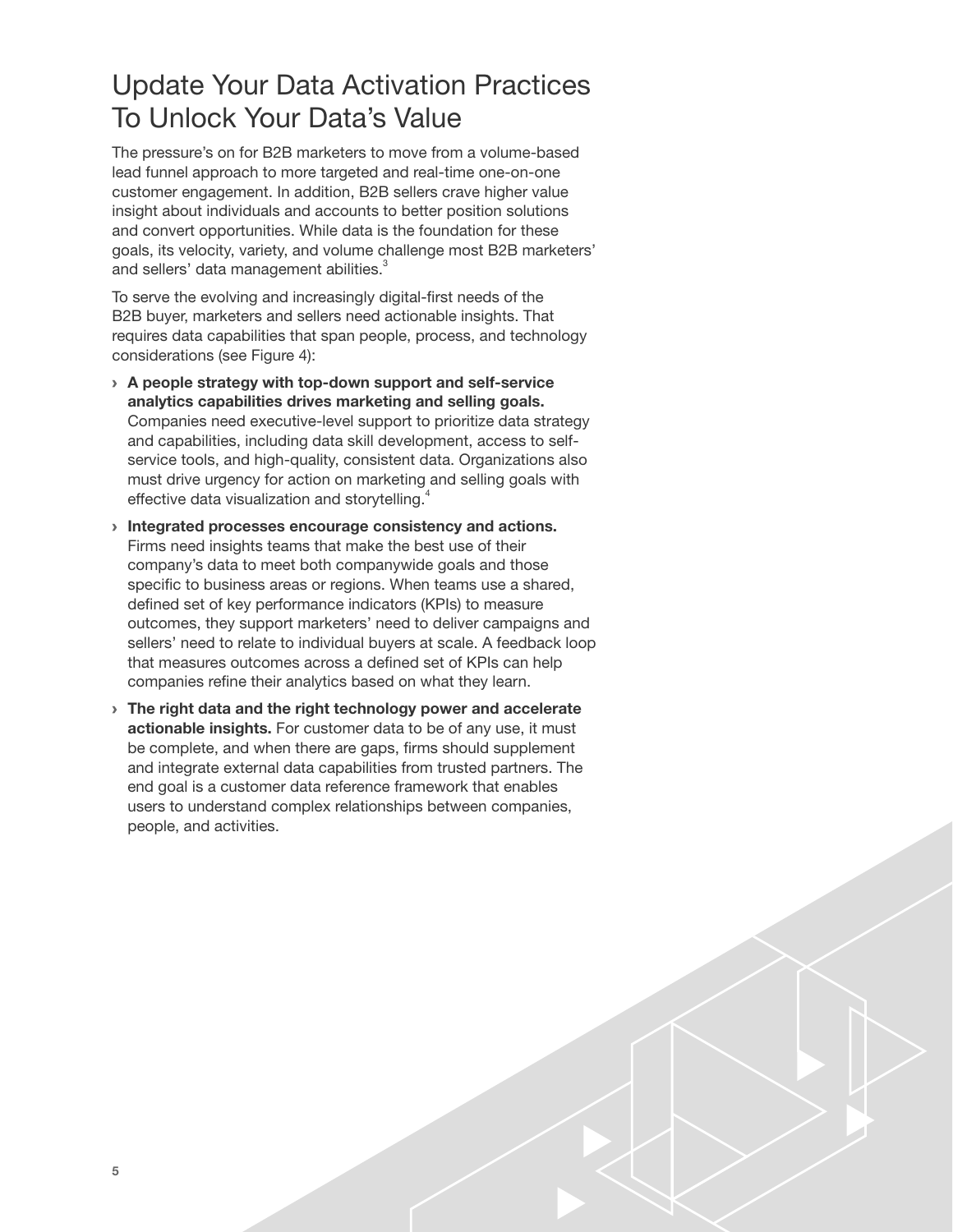# Update Your Data Activation Practices To Unlock Your Data's Value

The pressure's on for B2B marketers to move from a volume-based lead funnel approach to more targeted and real-time one-on-one customer engagement. In addition, B2B sellers crave higher value insight about individuals and accounts to better position solutions and convert opportunities. While data is the foundation for these goals, its velocity, variety, and volume challenge most B2B marketers' and sellers' data management abilities.[3]

To serve the evolving and increasingly digital-first needs of the B2B buyer, marketers and sellers need actionable insights. That requires data capabilities that span people, process, and technology considerations (see Figure 4):

- **A people strategy with top-down support and self-service analytics capabilities drives marketing and selling goals.** Companies need executive-level support to prioritize data strategy and capabilities, including data skill development, access to self-service tools, and high-quality, consistent data. Organizations also must drive urgency for action on marketing and selling goals with effective data visualization and storytelling.[4]
- **Integrated processes encourage consistency and actions.** Firms need insights teams that make the best use of their company's data to meet both companywide goals and those specific to business areas or regions. When teams use a shared, defined set of key performance indicators (KPIs) to measure outcomes, they support marketers' need to deliver campaigns and sellers' need to relate to individual buyers at scale. A feedback loop that measures outcomes across a defined set of KPIs can help companies refine their analytics based on what they learn.
- **The right data and the right technology power and accelerate actionable insights.** For customer data to be of any use, it must be complete, and when there are gaps, firms should supplement and integrate external data capabilities from trusted partners. The end goal is a customer data reference framework that enables users to understand complex relationships between companies, people, and activities.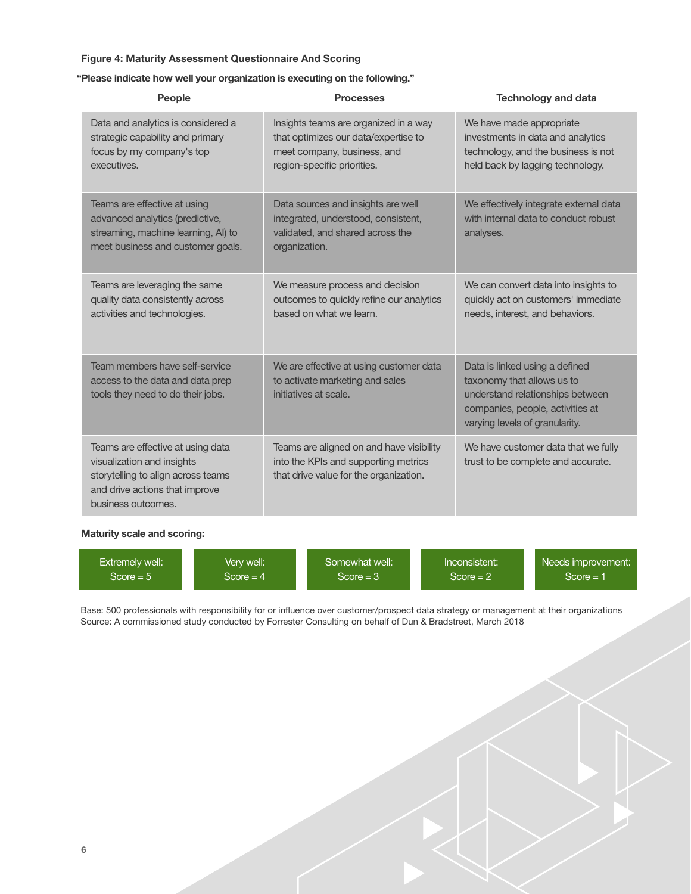**Figure 4: Maturity Assessment Questionnaire And Scoring**

**"Please indicate how well your organization is executing on the following."**

| People | Processes | Technology and data |
|---|---|---|
| Data and analytics is considered a strategic capability and primary focus by my company's top executives. | Insights teams are organized in a way that optimizes our data/expertise to meet company, business, and region-specific priorities. | We have made appropriate investments in data and analytics technology, and the business is not held back by lagging technology. |
| Teams are effective at using advanced analytics (predictive, streaming, machine learning, AI) to meet business and customer goals. | Data sources and insights are well integrated, understood, consistent, validated, and shared across the organization. | We effectively integrate external data with internal data to conduct robust analyses. |
| Teams are leveraging the same quality data consistently across activities and technologies. | We measure process and decision outcomes to quickly refine our analytics based on what we learn. | We can convert data into insights to quickly act on customers' immediate needs, interest, and behaviors. |
| Team members have self-service access to the data and data prep tools they need to do their jobs. | We are effective at using customer data to activate marketing and sales initiatives at scale. | Data is linked using a defined taxonomy that allows us to understand relationships between companies, people, activities at varying levels of granularity. |
| Teams are effective at using data visualization and insights storytelling to align across teams and drive actions that improve business outcomes. | Teams are aligned on and have visibility into the KPIs and supporting metrics that drive value for the organization. | We have customer data that we fully trust to be complete and accurate. |

**Maturity scale and scoring:**

| Extremely well: Score = 5 | Very well: Score = 4 | Somewhat well: Score = 3 | Inconsistent: Score = 2 | Needs improvement: Score = 1 |
|---|---|---|---|---|

Base: 500 professionals with responsibility for or influence over customer/prospect data strategy or management at their organizations
Source: A commissioned study conducted by Forrester Consulting on behalf of Dun & Bradstreet, March 2018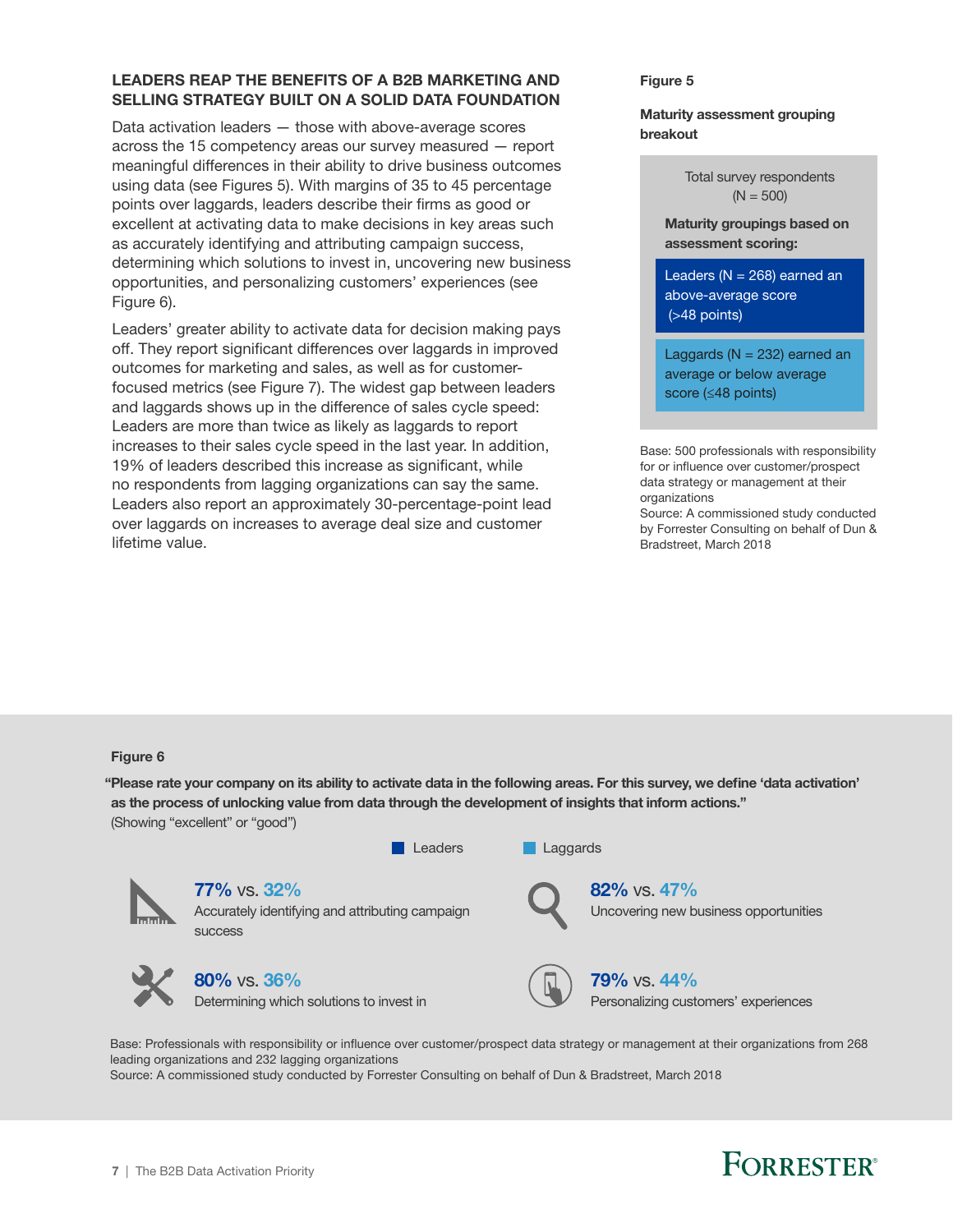## LEADERS REAP THE BENEFITS OF A B2B MARKETING AND SELLING STRATEGY BUILT ON A SOLID DATA FOUNDATION

Data activation leaders — those with above-average scores across the 15 competency areas our survey measured — report meaningful differences in their ability to drive business outcomes using data (see Figures 5). With margins of 35 to 45 percentage points over laggards, leaders describe their firms as good or excellent at activating data to make decisions in key areas such as accurately identifying and attributing campaign success, determining which solutions to invest in, uncovering new business opportunities, and personalizing customers' experiences (see Figure 6).

Leaders' greater ability to activate data for decision making pays off. They report significant differences over laggards in improved outcomes for marketing and sales, as well as for customer-focused metrics (see Figure 7). The widest gap between leaders and laggards shows up in the difference of sales cycle speed: Leaders are more than twice as likely as laggards to report increases to their sales cycle speed in the last year. In addition, 19% of leaders described this increase as significant, while no respondents from lagging organizations can say the same. Leaders also report an approximately 30-percentage-point lead over laggards on increases to average deal size and customer lifetime value.

**Figure 5**

**Maturity assessment grouping breakout**

Total survey respondents (N = 500)

**Maturity groupings based on assessment scoring:**

- Leaders (N = 268) earned an above-average score (>48 points)
- Laggards (N = 232) earned an average or below average score (≤48 points)

Base: 500 professionals with responsibility for or influence over customer/prospect data strategy or management at their organizations

Source: A commissioned study conducted by Forrester Consulting on behalf of Dun & Bradstreet, March 2018

**Figure 6**

**"Please rate your company on its ability to activate data in the following areas. For this survey, we define 'data activation' as the process of unlocking value from data through the development of insights that inform actions."**

(Showing "excellent" or "good")

Leaders | Laggards

- **77% vs. 32%** Accurately identifying and attributing campaign success
- **82% vs. 47%** Uncovering new business opportunities
- **80% vs. 36%** Determining which solutions to invest in
- **79% vs. 44%** Personalizing customers' experiences

Base: Professionals with responsibility or influence over customer/prospect data strategy or management at their organizations from 268 leading organizations and 232 lagging organizations

Source: A commissioned study conducted by Forrester Consulting on behalf of Dun & Bradstreet, March 2018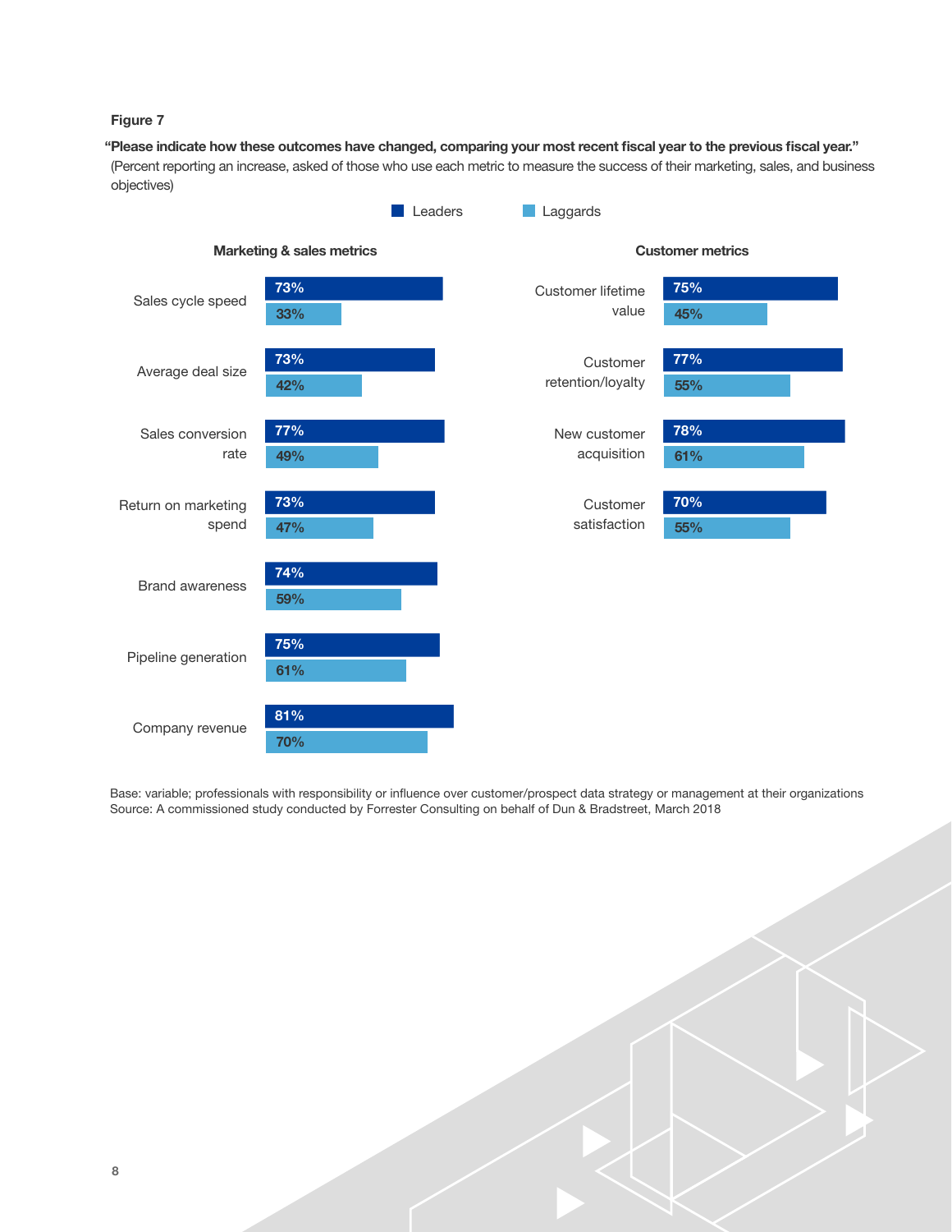**Figure 7**

**"Please indicate how these outcomes have changed, comparing your most recent fiscal year to the previous fiscal year."**
(Percent reporting an increase, asked of those who use each metric to measure the success of their marketing, sales, and business objectives)

**Marketing & sales metrics**

| Metric | Leaders | Laggards |
| --- | --- | --- |
| Sales cycle speed | 73% | 33% |
| Average deal size | 73% | 42% |
| Sales conversion rate | 77% | 49% |
| Return on marketing spend | 73% | 47% |
| Brand awareness | 74% | 59% |
| Pipeline generation | 75% | 61% |
| Company revenue | 81% | 70% |

**Customer metrics**

| Metric | Leaders | Laggards |
| --- | --- | --- |
| Customer lifetime value | 75% | 45% |
| Customer retention/loyalty | 77% | 55% |
| New customer acquisition | 78% | 61% |
| Customer satisfaction | 70% | 55% |

Base: variable; professionals with responsibility or influence over customer/prospect data strategy or management at their organizations
Source: A commissioned study conducted by Forrester Consulting on behalf of Dun & Bradstreet, March 2018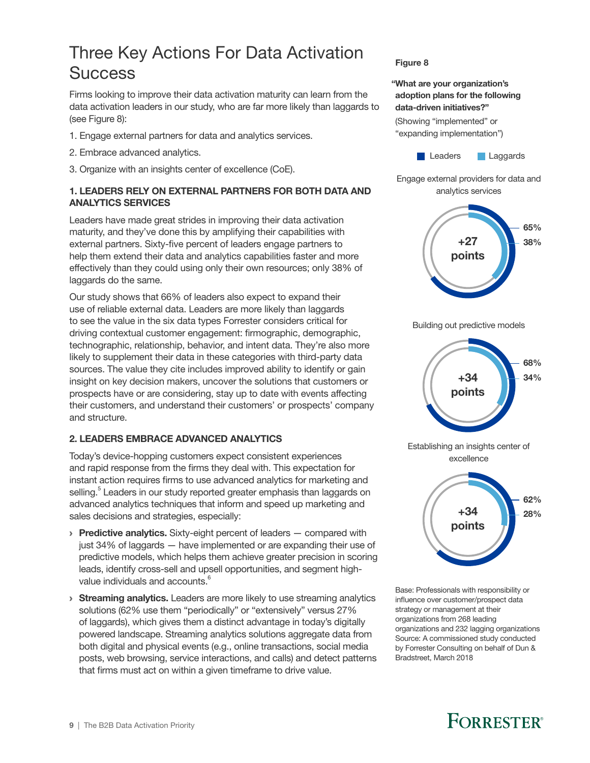# Three Key Actions For Data Activation Success

Firms looking to improve their data activation maturity can learn from the data activation leaders in our study, who are far more likely than laggards to (see Figure 8):

1. Engage external partners for data and analytics services.
2. Embrace advanced analytics.
3. Organize with an insights center of excellence (CoE).

### 1. LEADERS RELY ON EXTERNAL PARTNERS FOR BOTH DATA AND ANALYTICS SERVICES

Leaders have made great strides in improving their data activation maturity, and they've done this by amplifying their capabilities with external partners. Sixty-five percent of leaders engage partners to help them extend their data and analytics capabilities faster and more effectively than they could using only their own resources; only 38% of laggards do the same.

Our study shows that 66% of leaders also expect to expand their use of reliable external data. Leaders are more likely than laggards to see the value in the six data types Forrester considers critical for driving contextual customer engagement: firmographic, demographic, technographic, relationship, behavior, and intent data. They're also more likely to supplement their data in these categories with third-party data sources. The value they cite includes improved ability to identify or gain insight on key decision makers, uncover the solutions that customers or prospects have or are considering, stay up to date with events affecting their customers, and understand their customers' or prospects' company and structure.

### 2. LEADERS EMBRACE ADVANCED ANALYTICS

Today's device-hopping customers expect consistent experiences and rapid response from the firms they deal with. This expectation for instant action requires firms to use advanced analytics for marketing and selling.[5] Leaders in our study reported greater emphasis than laggards on advanced analytics techniques that inform and speed up marketing and sales decisions and strategies, especially:

- **Predictive analytics.** Sixty-eight percent of leaders — compared with just 34% of laggards — have implemented or are expanding their use of predictive models, which helps them achieve greater precision in scoring leads, identify cross-sell and upsell opportunities, and segment high-value individuals and accounts.[6]
- **Streaming analytics.** Leaders are more likely to use streaming analytics solutions (62% use them "periodically" or "extensively" versus 27% of laggards), which gives them a distinct advantage in today's digitally powered landscape. Streaming analytics solutions aggregate data from both digital and physical events (e.g., online transactions, social media posts, web browsing, service interactions, and calls) and detect patterns that firms must act on within a given timeframe to drive value.

**Figure 8**

**"What are your organization's adoption plans for the following data-driven initiatives?"**

(Showing "implemented" or "expanding implementation")

| Initiative | Leaders | Laggards | Difference |
|---|---|---|---|
| Engage external providers for data and analytics services | 65% | 38% | +27 points |
| Building out predictive models | 68% | 34% | +34 points |
| Establishing an insights center of excellence | 62% | 28% | +34 points |

Base: Professionals with responsibility or influence over customer/prospect data strategy or management at their organizations from 268 leading organizations and 232 lagging organizations

Source: A commissioned study conducted by Forrester Consulting on behalf of Dun & Bradstreet, March 2018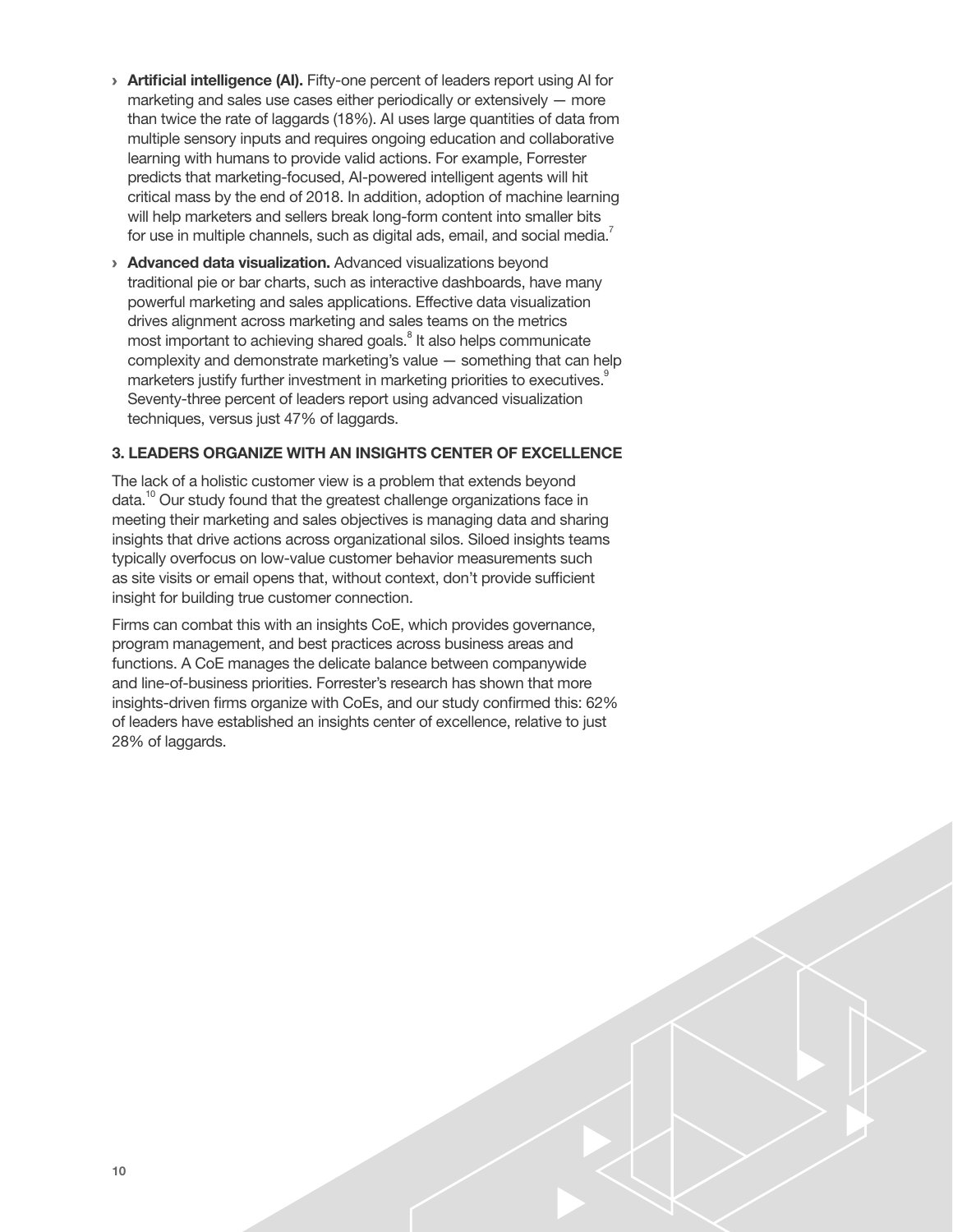- **Artificial intelligence (AI).** Fifty-one percent of leaders report using AI for marketing and sales use cases either periodically or extensively — more than twice the rate of laggards (18%). AI uses large quantities of data from multiple sensory inputs and requires ongoing education and collaborative learning with humans to provide valid actions. For example, Forrester predicts that marketing-focused, AI-powered intelligent agents will hit critical mass by the end of 2018. In addition, adoption of machine learning will help marketers and sellers break long-form content into smaller bits for use in multiple channels, such as digital ads, email, and social media.[7]

- **Advanced data visualization.** Advanced visualizations beyond traditional pie or bar charts, such as interactive dashboards, have many powerful marketing and sales applications. Effective data visualization drives alignment across marketing and sales teams on the metrics most important to achieving shared goals.[8] It also helps communicate complexity and demonstrate marketing's value — something that can help marketers justify further investment in marketing priorities to executives.[9] Seventy-three percent of leaders report using advanced visualization techniques, versus just 47% of laggards.

### 3. LEADERS ORGANIZE WITH AN INSIGHTS CENTER OF EXCELLENCE

The lack of a holistic customer view is a problem that extends beyond data.[10] Our study found that the greatest challenge organizations face in meeting their marketing and sales objectives is managing data and sharing insights that drive actions across organizational silos. Siloed insights teams typically overfocus on low-value customer behavior measurements such as site visits or email opens that, without context, don't provide sufficient insight for building true customer connection.

Firms can combat this with an insights CoE, which provides governance, program management, and best practices across business areas and functions. A CoE manages the delicate balance between companywide and line-of-business priorities. Forrester's research has shown that more insights-driven firms organize with CoEs, and our study confirmed this: 62% of leaders have established an insights center of excellence, relative to just 28% of laggards.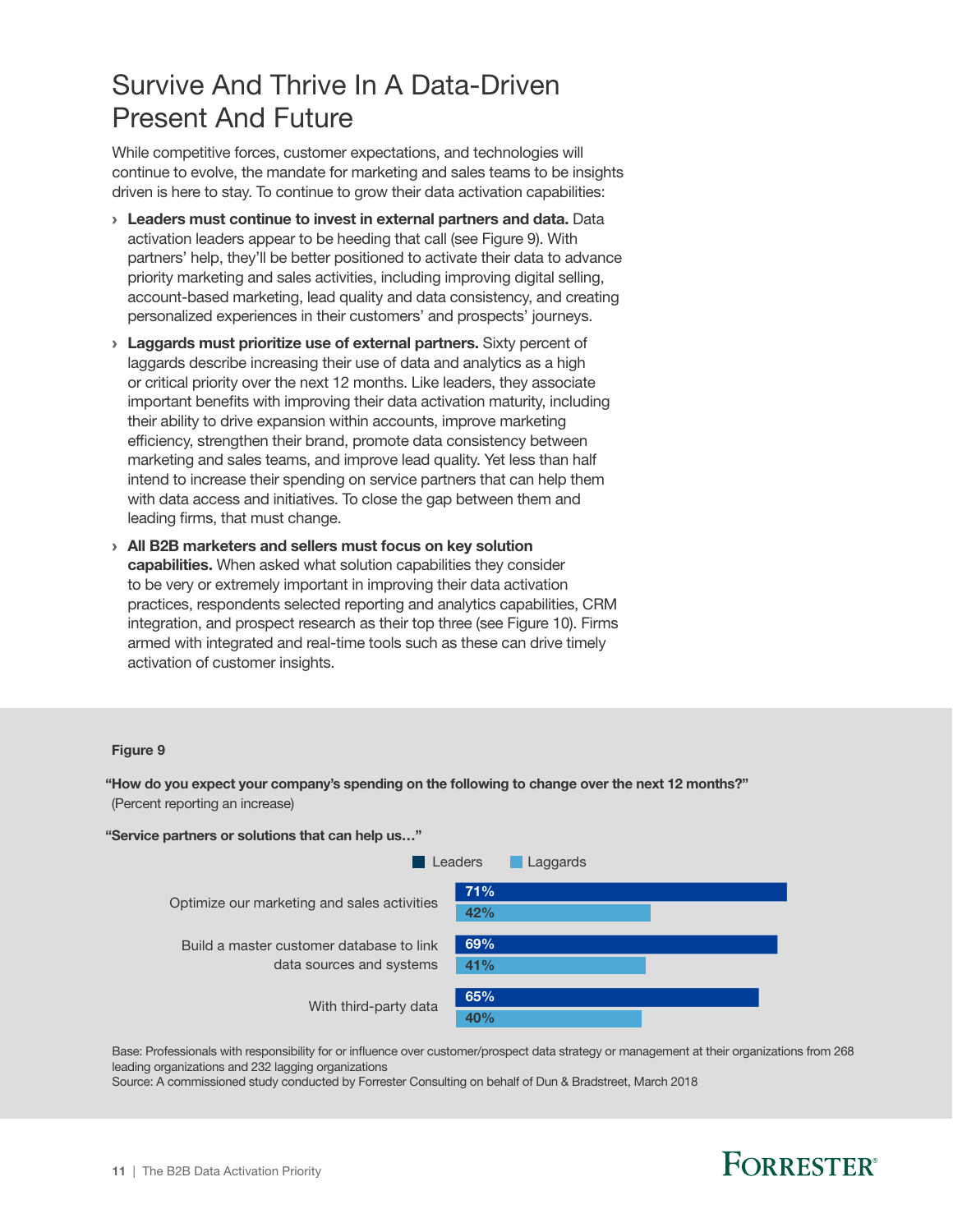# Survive And Thrive In A Data-Driven Present And Future

While competitive forces, customer expectations, and technologies will continue to evolve, the mandate for marketing and sales teams to be insights driven is here to stay. To continue to grow their data activation capabilities:

- **Leaders must continue to invest in external partners and data.** Data activation leaders appear to be heeding that call (see Figure 9). With partners' help, they'll be better positioned to activate their data to advance priority marketing and sales activities, including improving digital selling, account-based marketing, lead quality and data consistency, and creating personalized experiences in their customers' and prospects' journeys.
- **Laggards must prioritize use of external partners.** Sixty percent of laggards describe increasing their use of data and analytics as a high or critical priority over the next 12 months. Like leaders, they associate important benefits with improving their data activation maturity, including their ability to drive expansion within accounts, improve marketing efficiency, strengthen their brand, promote data consistency between marketing and sales teams, and improve lead quality. Yet less than half intend to increase their spending on service partners that can help them with data access and initiatives. To close the gap between them and leading firms, that must change.
- **All B2B marketers and sellers must focus on key solution capabilities.** When asked what solution capabilities they consider to be very or extremely important in improving their data activation practices, respondents selected reporting and analytics capabilities, CRM integration, and prospect research as their top three (see Figure 10). Firms armed with integrated and real-time tools such as these can drive timely activation of customer insights.

**Figure 9**

**"How do you expect your company's spending on the following to change over the next 12 months?"**
(Percent reporting an increase)

**"Service partners or solutions that can help us…"**

| | Leaders | Laggards |
|---|---|---|
| Optimize our marketing and sales activities | 71% | 42% |
| Build a master customer database to link data sources and systems | 69% | 41% |
| With third-party data | 65% | 40% |

Base: Professionals with responsibility for or influence over customer/prospect data strategy or management at their organizations from 268 leading organizations and 232 lagging organizations

Source: A commissioned study conducted by Forrester Consulting on behalf of Dun & Bradstreet, March 2018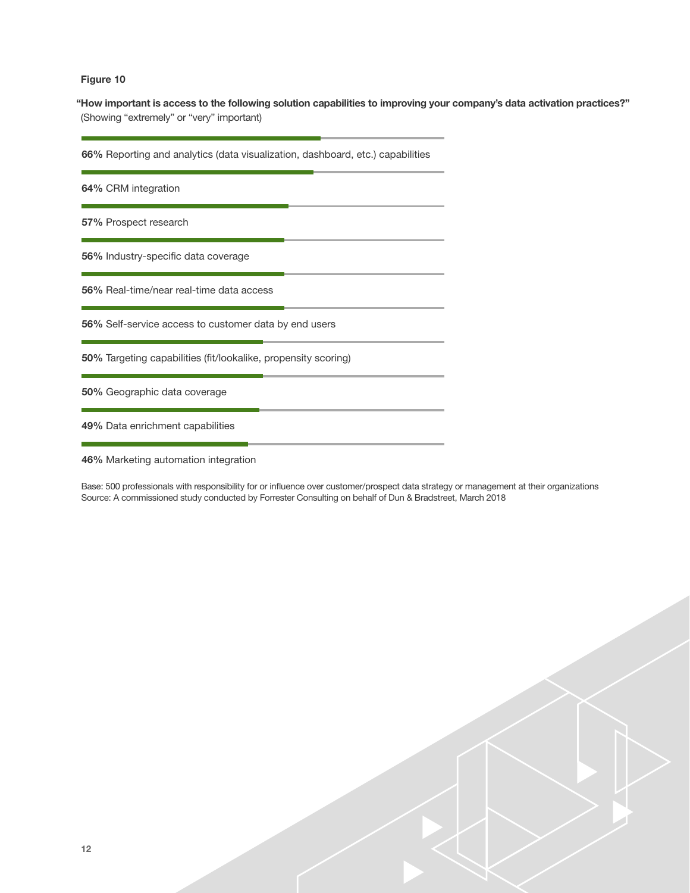**Figure 10**

**"How important is access to the following solution capabilities to improving your company's data activation practices?"**
(Showing "extremely" or "very" important)

**66%** Reporting and analytics (data visualization, dashboard, etc.) capabilities

**64%** CRM integration

**57%** Prospect research

**56%** Industry-specific data coverage

**56%** Real-time/near real-time data access

**56%** Self-service access to customer data by end users

**50%** Targeting capabilities (fit/lookalike, propensity scoring)

**50%** Geographic data coverage

**49%** Data enrichment capabilities

**46%** Marketing automation integration

Base: 500 professionals with responsibility for or influence over customer/prospect data strategy or management at their organizations
Source: A commissioned study conducted by Forrester Consulting on behalf of Dun & Bradstreet, March 2018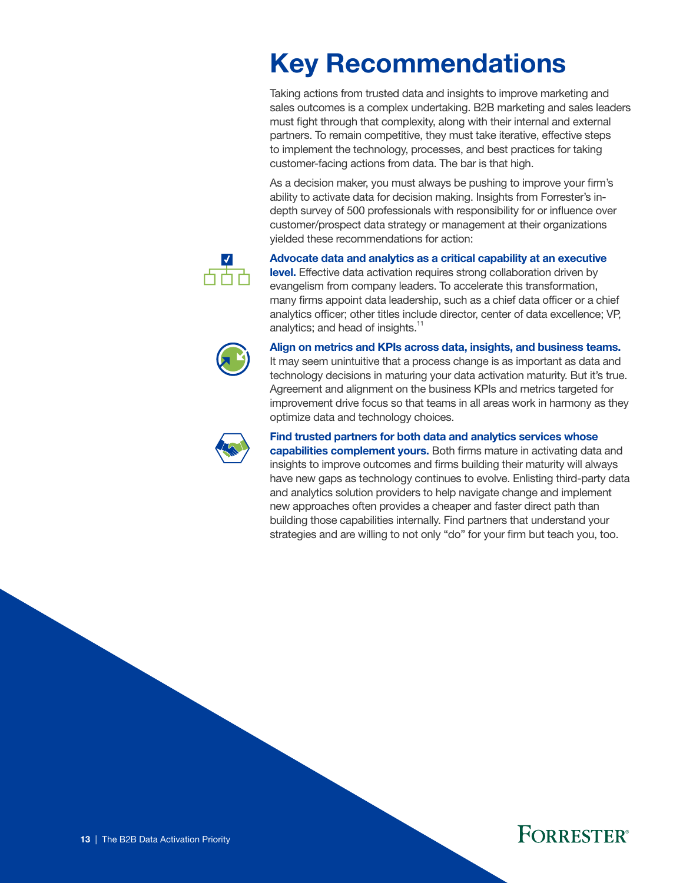# Key Recommendations

Taking actions from trusted data and insights to improve marketing and sales outcomes is a complex undertaking. B2B marketing and sales leaders must fight through that complexity, along with their internal and external partners. To remain competitive, they must take iterative, effective steps to implement the technology, processes, and best practices for taking customer-facing actions from data. The bar is that high.

As a decision maker, you must always be pushing to improve your firm's ability to activate data for decision making. Insights from Forrester's in-depth survey of 500 professionals with responsibility for or influence over customer/prospect data strategy or management at their organizations yielded these recommendations for action:

**Advocate data and analytics as a critical capability at an executive level.** Effective data activation requires strong collaboration driven by evangelism from company leaders. To accelerate this transformation, many firms appoint data leadership, such as a chief data officer or a chief analytics officer; other titles include director, center of data excellence; VP, analytics; and head of insights.[11]

**Align on metrics and KPIs across data, insights, and business teams.** It may seem unintuitive that a process change is as important as data and technology decisions in maturing your data activation maturity. But it's true. Agreement and alignment on the business KPIs and metrics targeted for improvement drive focus so that teams in all areas work in harmony as they optimize data and technology choices.

**Find trusted partners for both data and analytics services whose capabilities complement yours.** Both firms mature in activating data and insights to improve outcomes and firms building their maturity will always have new gaps as technology continues to evolve. Enlisting third-party data and analytics solution providers to help navigate change and implement new approaches often provides a cheaper and faster direct path than building those capabilities internally. Find partners that understand your strategies and are willing to not only "do" for your firm but teach you, too.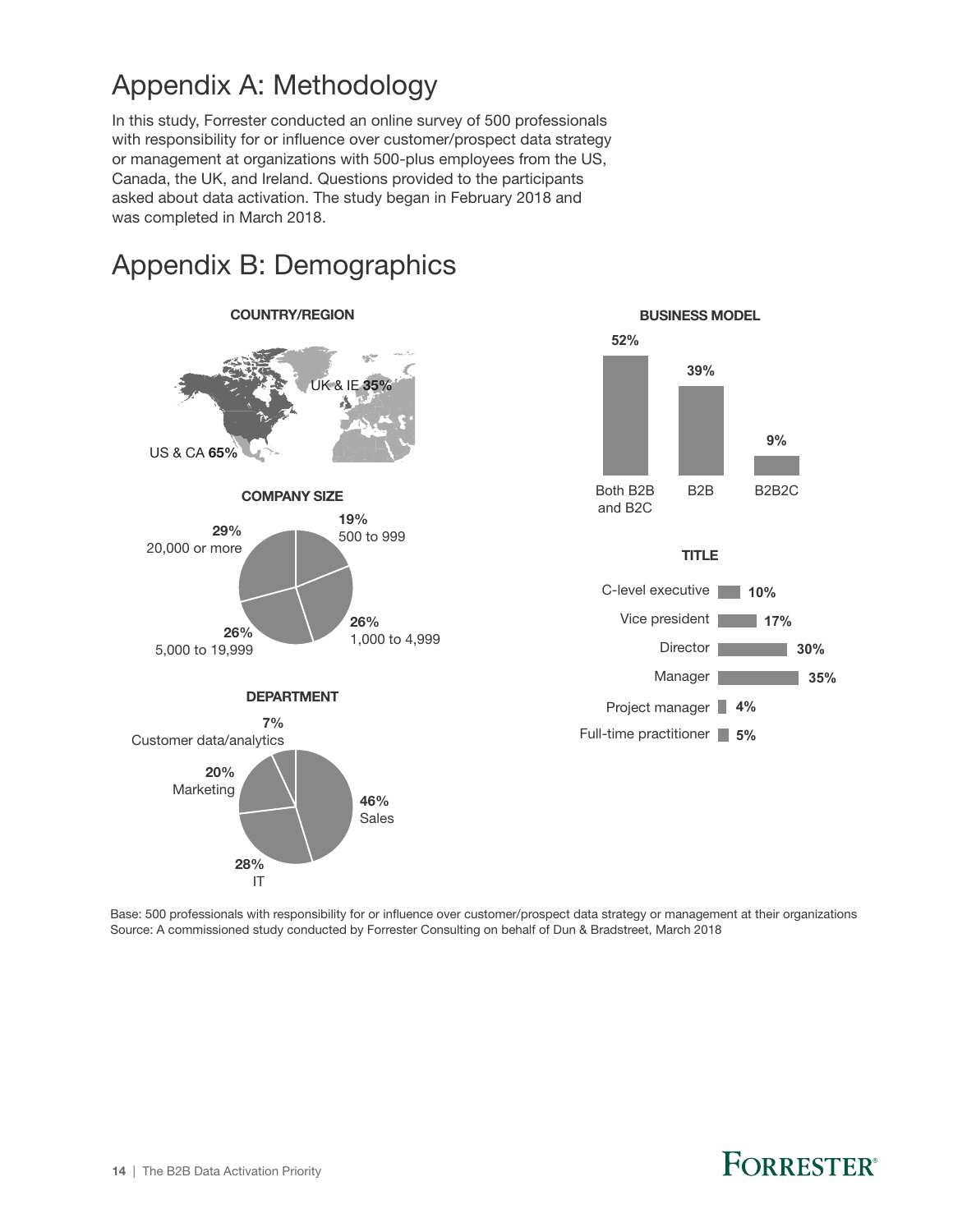# Appendix A: Methodology

In this study, Forrester conducted an online survey of 500 professionals with responsibility for or influence over customer/prospect data strategy or management at organizations with 500-plus employees from the US, Canada, the UK, and Ireland. Questions provided to the participants asked about data activation. The study began in February 2018 and was completed in March 2018.

# Appendix B: Demographics

**COUNTRY/REGION**

| Country/Region | Percentage |
|---|---|
| US & CA | **65%** |
| UK & IE | **35%** |

**COMPANY SIZE**

| Company size | Percentage |
|---|---|
| 500 to 999 | **19%** |
| 1,000 to 4,999 | **26%** |
| 5,000 to 19,999 | **26%** |
| 20,000 or more | **29%** |

**DEPARTMENT**

| Department | Percentage |
|---|---|
| Sales | **46%** |
| IT | **28%** |
| Marketing | **20%** |
| Customer data/analytics | **7%** |

**BUSINESS MODEL**

| Business model | Percentage |
|---|---|
| Both B2B and B2C | **52%** |
| B2B | **39%** |
| B2B2C | **9%** |

**TITLE**

| Title | Percentage |
|---|---|
| C-level executive | **10%** |
| Vice president | **17%** |
| Director | **30%** |
| Manager | **35%** |
| Project manager | **4%** |
| Full-time practitioner | **5%** |

Base: 500 professionals with responsibility for or influence over customer/prospect data strategy or management at their organizations
Source: A commissioned study conducted by Forrester Consulting on behalf of Dun & Bradstreet, March 2018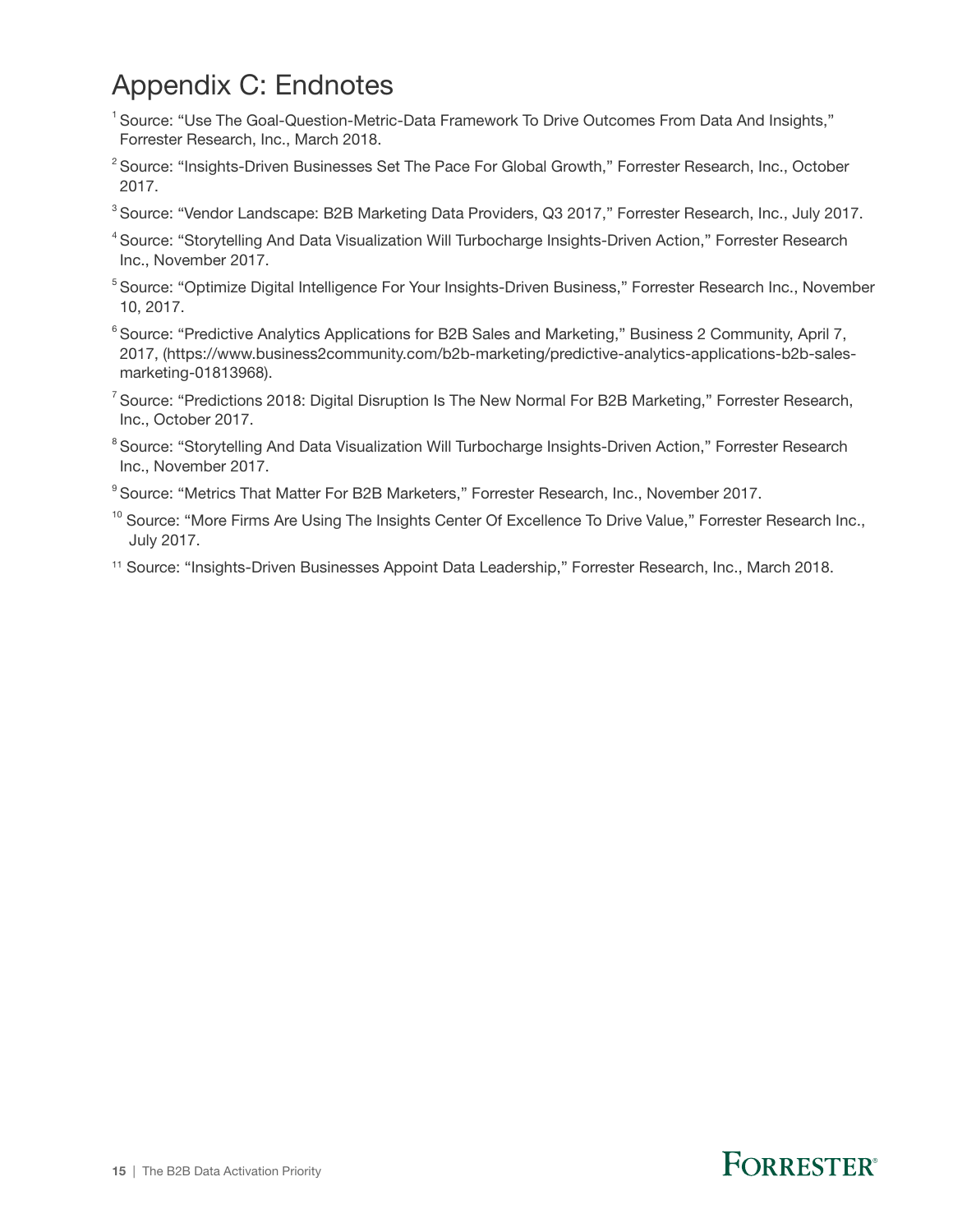# Appendix C: Endnotes

[1] Source: "Use The Goal-Question-Metric-Data Framework To Drive Outcomes From Data And Insights," Forrester Research, Inc., March 2018.

[2] Source: "Insights-Driven Businesses Set The Pace For Global Growth," Forrester Research, Inc., October 2017.

[3] Source: "Vendor Landscape: B2B Marketing Data Providers, Q3 2017," Forrester Research, Inc., July 2017.

[4] Source: "Storytelling And Data Visualization Will Turbocharge Insights-Driven Action," Forrester Research Inc., November 2017.

[5] Source: "Optimize Digital Intelligence For Your Insights-Driven Business," Forrester Research Inc., November 10, 2017.

[6] Source: "Predictive Analytics Applications for B2B Sales and Marketing," Business 2 Community, April 7, 2017, (https://www.business2community.com/b2b-marketing/predictive-analytics-applications-b2b-sales-marketing-01813968).

[7] Source: "Predictions 2018: Digital Disruption Is The New Normal For B2B Marketing," Forrester Research, Inc., October 2017.

[8] Source: "Storytelling And Data Visualization Will Turbocharge Insights-Driven Action," Forrester Research Inc., November 2017.

[9] Source: "Metrics That Matter For B2B Marketers," Forrester Research, Inc., November 2017.

[10] Source: "More Firms Are Using The Insights Center Of Excellence To Drive Value," Forrester Research Inc., July 2017.

[11] Source: "Insights-Driven Businesses Appoint Data Leadership," Forrester Research, Inc., March 2018.